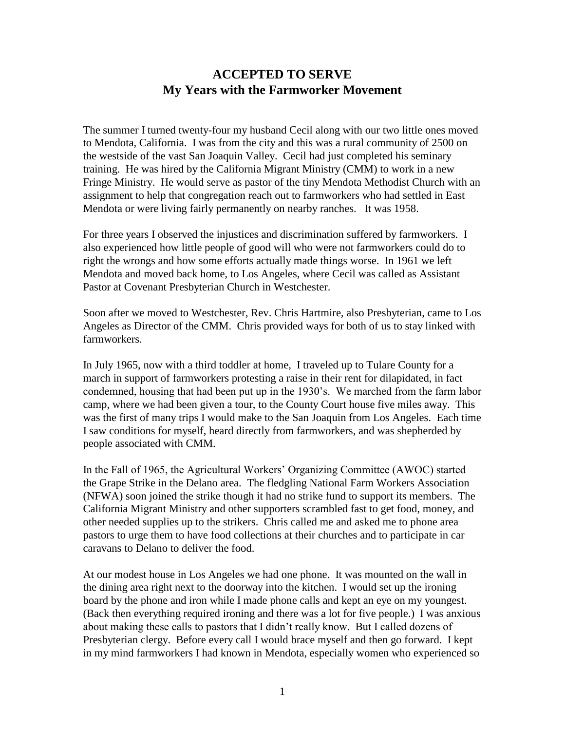# ACCEPTED TO SERVE
## My Years with the Farmworker Movement

The summer I turned twenty-four my husband Cecil along with our two little ones moved to Mendota, California. I was from the city and this was a rural community of 2500 on the westside of the vast San Joaquin Valley. Cecil had just completed his seminary training. He was hired by the California Migrant Ministry (CMM) to work in a new Fringe Ministry. He would serve as pastor of the tiny Mendota Methodist Church with an assignment to help that congregation reach out to farmworkers who had settled in East Mendota or were living fairly permanently on nearby ranches. It was 1958.

For three years I observed the injustices and discrimination suffered by farmworkers. I also experienced how little people of good will who were not farmworkers could do to right the wrongs and how some efforts actually made things worse. In 1961 we left Mendota and moved back home, to Los Angeles, where Cecil was called as Assistant Pastor at Covenant Presbyterian Church in Westchester.

Soon after we moved to Westchester, Rev. Chris Hartmire, also Presbyterian, came to Los Angeles as Director of the CMM. Chris provided ways for both of us to stay linked with farmworkers.

In July 1965, now with a third toddler at home, I traveled up to Tulare County for a march in support of farmworkers protesting a raise in their rent for dilapidated, in fact condemned, housing that had been put up in the 1930's. We marched from the farm labor camp, where we had been given a tour, to the County Court house five miles away. This was the first of many trips I would make to the San Joaquin from Los Angeles. Each time I saw conditions for myself, heard directly from farmworkers, and was shepherded by people associated with CMM.

In the Fall of 1965, the Agricultural Workers' Organizing Committee (AWOC) started the Grape Strike in the Delano area. The fledgling National Farm Workers Association (NFWA) soon joined the strike though it had no strike fund to support its members. The California Migrant Ministry and other supporters scrambled fast to get food, money, and other needed supplies up to the strikers. Chris called me and asked me to phone area pastors to urge them to have food collections at their churches and to participate in car caravans to Delano to deliver the food.

At our modest house in Los Angeles we had one phone. It was mounted on the wall in the dining area right next to the doorway into the kitchen. I would set up the ironing board by the phone and iron while I made phone calls and kept an eye on my youngest. (Back then everything required ironing and there was a lot for five people.) I was anxious about making these calls to pastors that I didn't really know. But I called dozens of Presbyterian clergy. Before every call I would brace myself and then go forward. I kept in my mind farmworkers I had known in Mendota, especially women who experienced so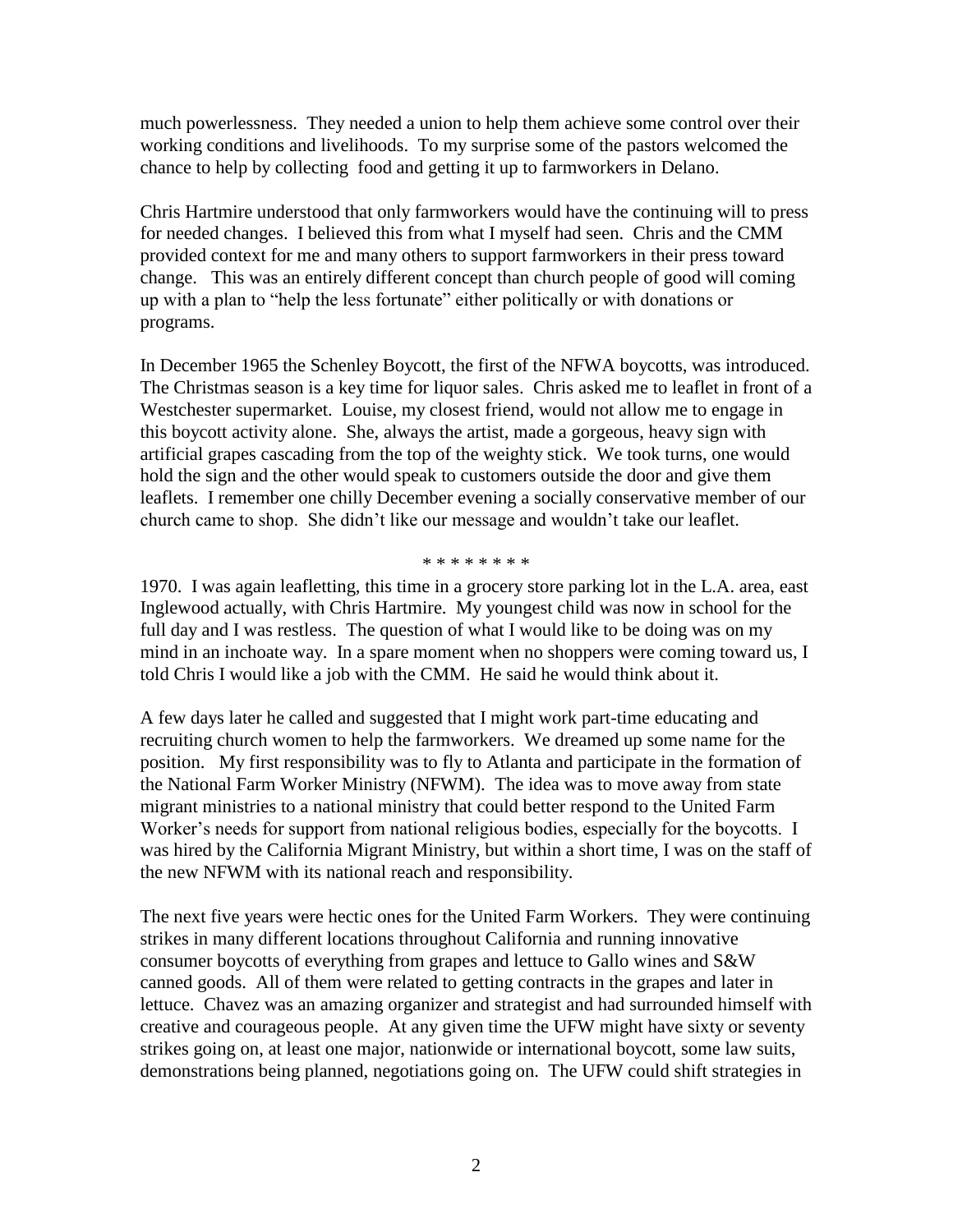much powerlessness. They needed a union to help them achieve some control over their working conditions and livelihoods. To my surprise some of the pastors welcomed the chance to help by collecting food and getting it up to farmworkers in Delano.

Chris Hartmire understood that only farmworkers would have the continuing will to press for needed changes. I believed this from what I myself had seen. Chris and the CMM provided context for me and many others to support farmworkers in their press toward change. This was an entirely different concept than church people of good will coming up with a plan to "help the less fortunate" either politically or with donations or programs.

In December 1965 the Schenley Boycott, the first of the NFWA boycotts, was introduced. The Christmas season is a key time for liquor sales. Chris asked me to leaflet in front of a Westchester supermarket. Louise, my closest friend, would not allow me to engage in this boycott activity alone. She, always the artist, made a gorgeous, heavy sign with artificial grapes cascading from the top of the weighty stick. We took turns, one would hold the sign and the other would speak to customers outside the door and give them leaflets. I remember one chilly December evening a socially conservative member of our church came to shop. She didn't like our message and wouldn't take our leaflet.

* * * * * * * *

1970. I was again leafletting, this time in a grocery store parking lot in the L.A. area, east Inglewood actually, with Chris Hartmire. My youngest child was now in school for the full day and I was restless. The question of what I would like to be doing was on my mind in an inchoate way. In a spare moment when no shoppers were coming toward us, I told Chris I would like a job with the CMM. He said he would think about it.

A few days later he called and suggested that I might work part-time educating and recruiting church women to help the farmworkers. We dreamed up some name for the position. My first responsibility was to fly to Atlanta and participate in the formation of the National Farm Worker Ministry (NFWM). The idea was to move away from state migrant ministries to a national ministry that could better respond to the United Farm Worker's needs for support from national religious bodies, especially for the boycotts. I was hired by the California Migrant Ministry, but within a short time, I was on the staff of the new NFWM with its national reach and responsibility.

The next five years were hectic ones for the United Farm Workers. They were continuing strikes in many different locations throughout California and running innovative consumer boycotts of everything from grapes and lettuce to Gallo wines and S&W canned goods. All of them were related to getting contracts in the grapes and later in lettuce. Chavez was an amazing organizer and strategist and had surrounded himself with creative and courageous people. At any given time the UFW might have sixty or seventy strikes going on, at least one major, nationwide or international boycott, some law suits, demonstrations being planned, negotiations going on. The UFW could shift strategies in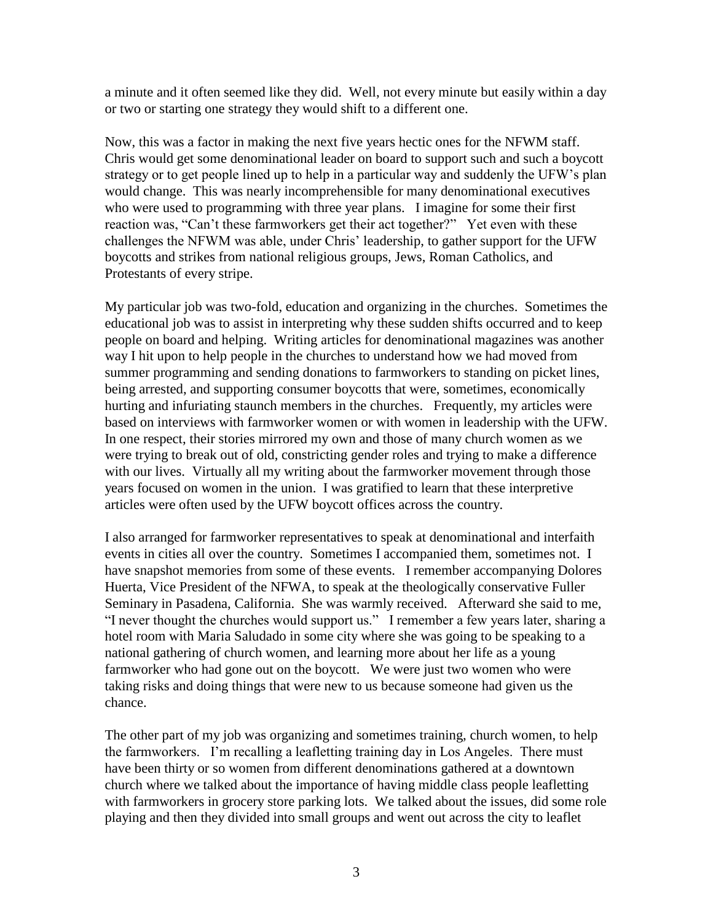a minute and it often seemed like they did. Well, not every minute but easily within a day or two or starting one strategy they would shift to a different one.

Now, this was a factor in making the next five years hectic ones for the NFWM staff. Chris would get some denominational leader on board to support such and such a boycott strategy or to get people lined up to help in a particular way and suddenly the UFW's plan would change. This was nearly incomprehensible for many denominational executives who were used to programming with three year plans. I imagine for some their first reaction was, "Can't these farmworkers get their act together?" Yet even with these challenges the NFWM was able, under Chris' leadership, to gather support for the UFW boycotts and strikes from national religious groups, Jews, Roman Catholics, and Protestants of every stripe.

My particular job was two-fold, education and organizing in the churches. Sometimes the educational job was to assist in interpreting why these sudden shifts occurred and to keep people on board and helping. Writing articles for denominational magazines was another way I hit upon to help people in the churches to understand how we had moved from summer programming and sending donations to farmworkers to standing on picket lines, being arrested, and supporting consumer boycotts that were, sometimes, economically hurting and infuriating staunch members in the churches. Frequently, my articles were based on interviews with farmworker women or with women in leadership with the UFW. In one respect, their stories mirrored my own and those of many church women as we were trying to break out of old, constricting gender roles and trying to make a difference with our lives. Virtually all my writing about the farmworker movement through those years focused on women in the union. I was gratified to learn that these interpretive articles were often used by the UFW boycott offices across the country.

I also arranged for farmworker representatives to speak at denominational and interfaith events in cities all over the country. Sometimes I accompanied them, sometimes not. I have snapshot memories from some of these events. I remember accompanying Dolores Huerta, Vice President of the NFWA, to speak at the theologically conservative Fuller Seminary in Pasadena, California. She was warmly received. Afterward she said to me, "I never thought the churches would support us." I remember a few years later, sharing a hotel room with Maria Saludado in some city where she was going to be speaking to a national gathering of church women, and learning more about her life as a young farmworker who had gone out on the boycott. We were just two women who were taking risks and doing things that were new to us because someone had given us the chance.

The other part of my job was organizing and sometimes training, church women, to help the farmworkers. I'm recalling a leafletting training day in Los Angeles. There must have been thirty or so women from different denominations gathered at a downtown church where we talked about the importance of having middle class people leafletting with farmworkers in grocery store parking lots. We talked about the issues, did some role playing and then they divided into small groups and went out across the city to leaflet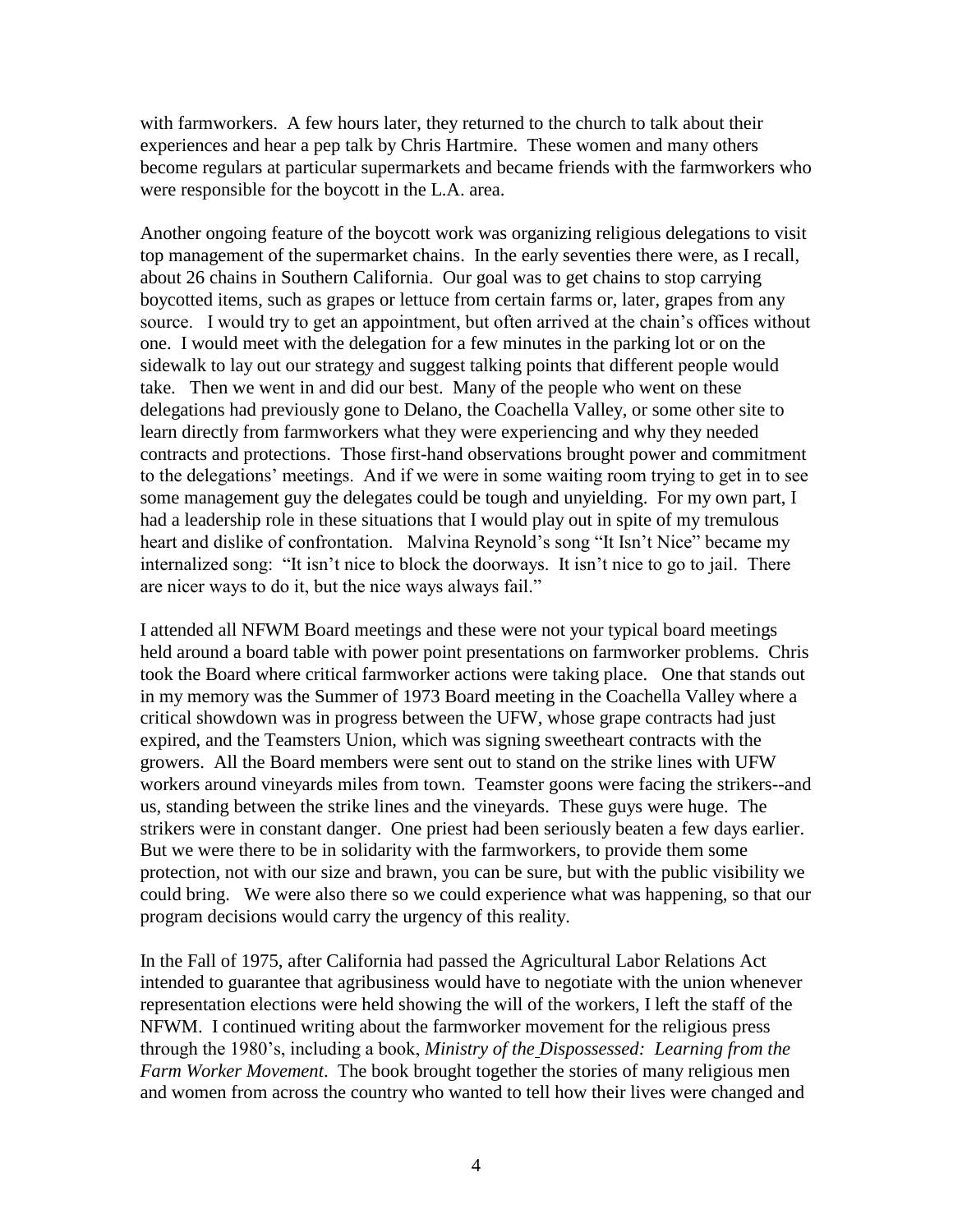with farmworkers. A few hours later, they returned to the church to talk about their experiences and hear a pep talk by Chris Hartmire. These women and many others become regulars at particular supermarkets and became friends with the farmworkers who were responsible for the boycott in the L.A. area.

Another ongoing feature of the boycott work was organizing religious delegations to visit top management of the supermarket chains. In the early seventies there were, as I recall, about 26 chains in Southern California. Our goal was to get chains to stop carrying boycotted items, such as grapes or lettuce from certain farms or, later, grapes from any source. I would try to get an appointment, but often arrived at the chain's offices without one. I would meet with the delegation for a few minutes in the parking lot or on the sidewalk to lay out our strategy and suggest talking points that different people would take. Then we went in and did our best. Many of the people who went on these delegations had previously gone to Delano, the Coachella Valley, or some other site to learn directly from farmworkers what they were experiencing and why they needed contracts and protections. Those first-hand observations brought power and commitment to the delegations' meetings. And if we were in some waiting room trying to get in to see some management guy the delegates could be tough and unyielding. For my own part, I had a leadership role in these situations that I would play out in spite of my tremulous heart and dislike of confrontation. Malvina Reynold's song "It Isn't Nice" became my internalized song: "It isn't nice to block the doorways. It isn't nice to go to jail. There are nicer ways to do it, but the nice ways always fail."

I attended all NFWM Board meetings and these were not your typical board meetings held around a board table with power point presentations on farmworker problems. Chris took the Board where critical farmworker actions were taking place. One that stands out in my memory was the Summer of 1973 Board meeting in the Coachella Valley where a critical showdown was in progress between the UFW, whose grape contracts had just expired, and the Teamsters Union, which was signing sweetheart contracts with the growers. All the Board members were sent out to stand on the strike lines with UFW workers around vineyards miles from town. Teamster goons were facing the strikers--and us, standing between the strike lines and the vineyards. These guys were huge. The strikers were in constant danger. One priest had been seriously beaten a few days earlier. But we were there to be in solidarity with the farmworkers, to provide them some protection, not with our size and brawn, you can be sure, but with the public visibility we could bring. We were also there so we could experience what was happening, so that our program decisions would carry the urgency of this reality.

In the Fall of 1975, after California had passed the Agricultural Labor Relations Act intended to guarantee that agribusiness would have to negotiate with the union whenever representation elections were held showing the will of the workers, I left the staff of the NFWM. I continued writing about the farmworker movement for the religious press through the 1980's, including a book, *Ministry of the Dispossessed: Learning from the Farm Worker Movement*. The book brought together the stories of many religious men and women from across the country who wanted to tell how their lives were changed and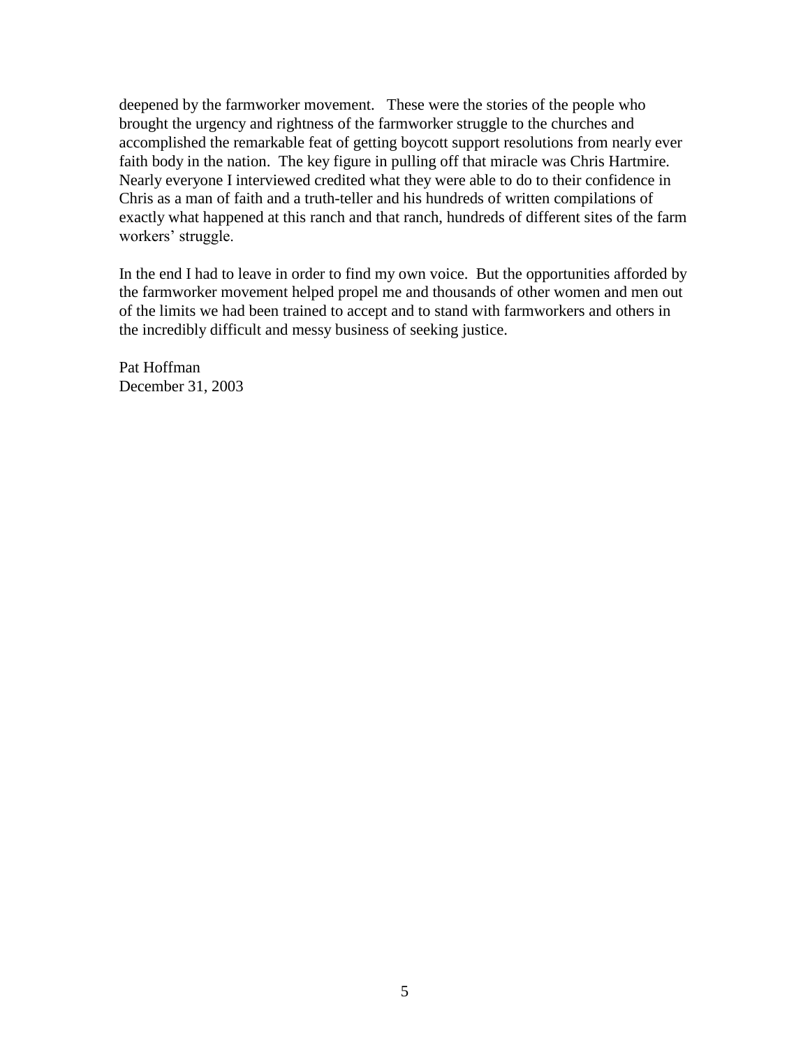deepened by the farmworker movement. These were the stories of the people who brought the urgency and rightness of the farmworker struggle to the churches and accomplished the remarkable feat of getting boycott support resolutions from nearly ever faith body in the nation. The key figure in pulling off that miracle was Chris Hartmire. Nearly everyone I interviewed credited what they were able to do to their confidence in Chris as a man of faith and a truth-teller and his hundreds of written compilations of exactly what happened at this ranch and that ranch, hundreds of different sites of the farm workers' struggle.

In the end I had to leave in order to find my own voice. But the opportunities afforded by the farmworker movement helped propel me and thousands of other women and men out of the limits we had been trained to accept and to stand with farmworkers and others in the incredibly difficult and messy business of seeking justice.

Pat Hoffman
December 31, 2003